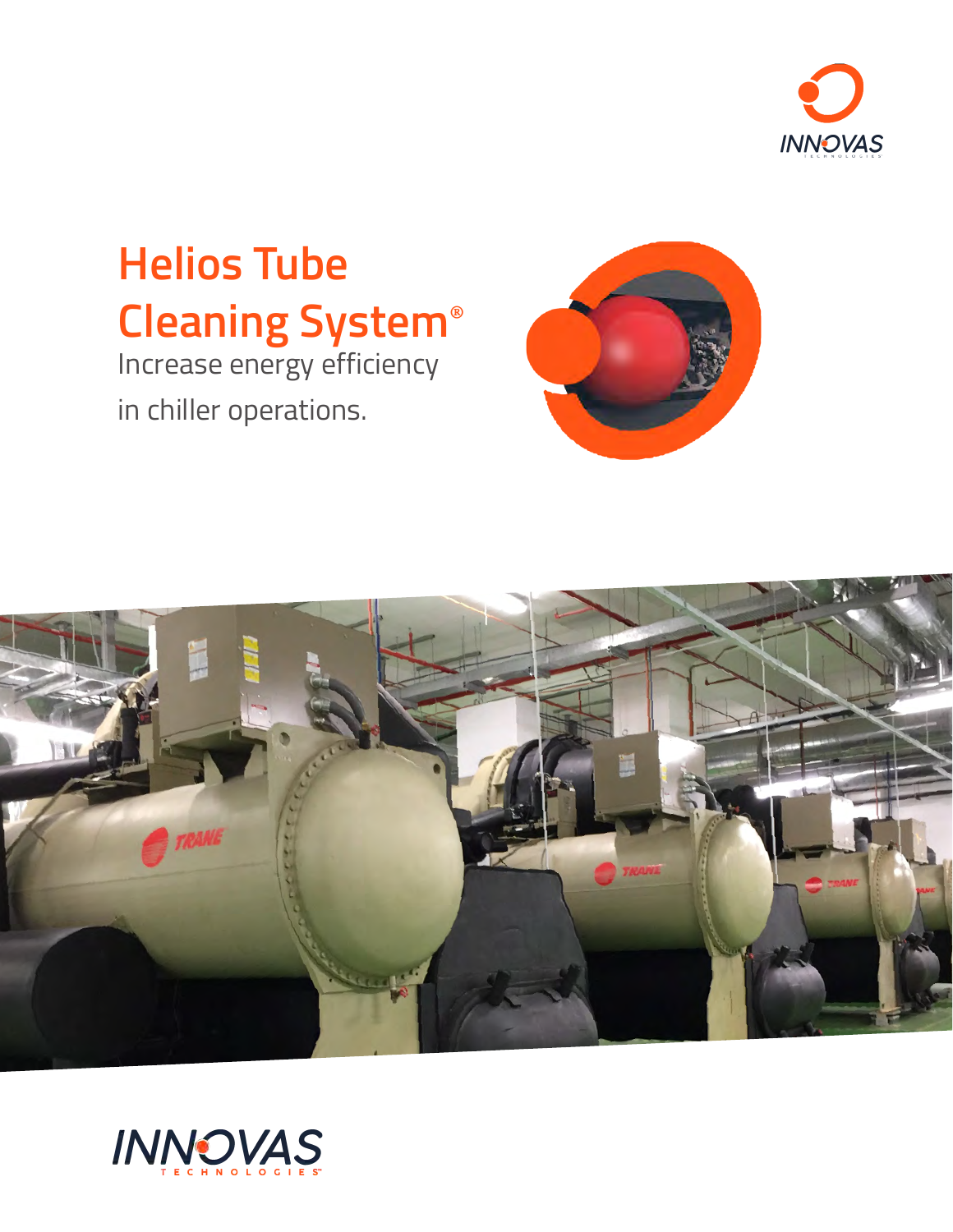INNOVAS TECHNOLOGIES

# Helios Tube Cleaning System®

Increase energy efficiency in chiller operations.

INNOVAS TECHNOLOGIES™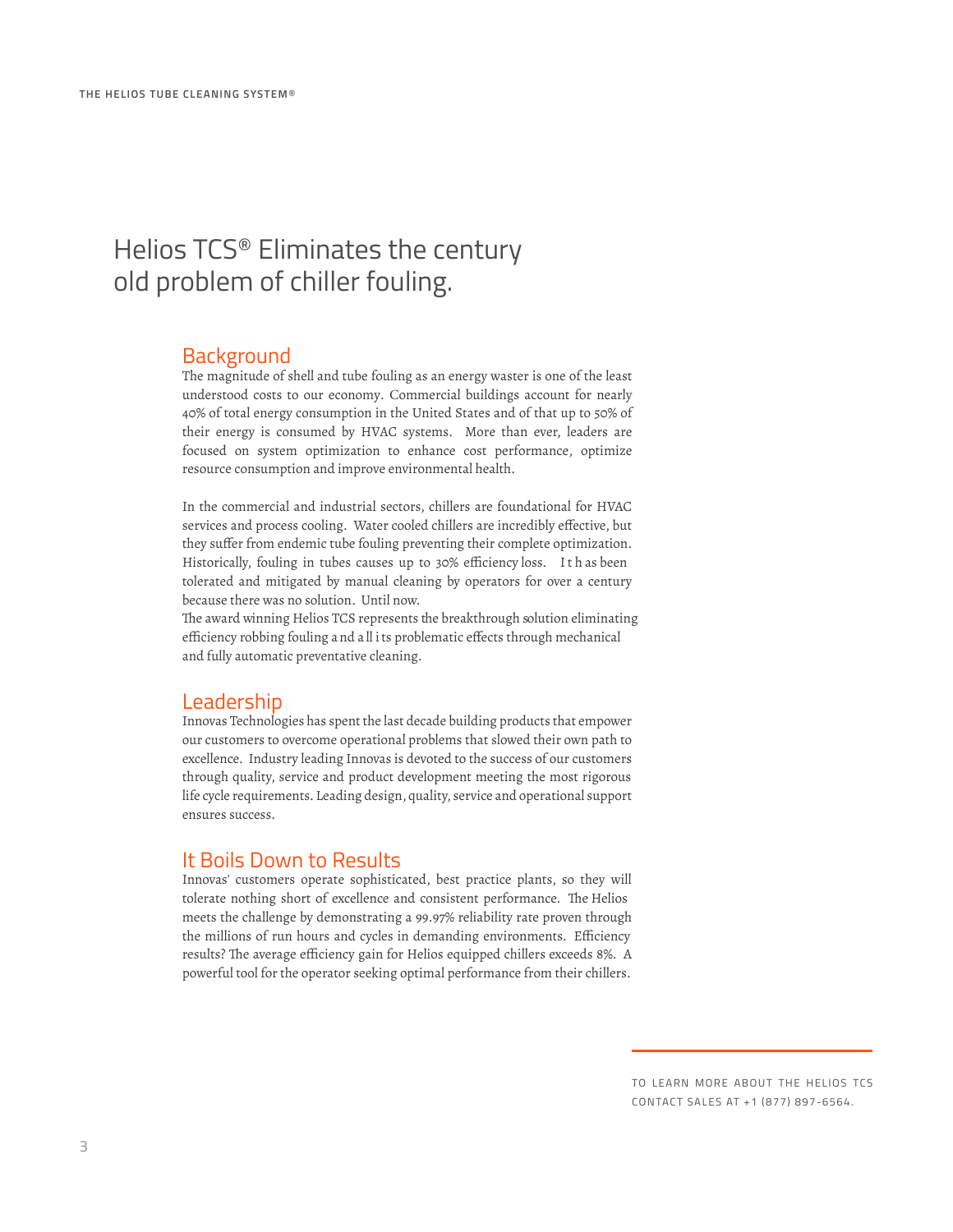# Helios TCS® Eliminates the century old problem of chiller fouling.

## Background

The magnitude of shell and tube fouling as an energy waster is one of the least understood costs to our economy. Commercial buildings account for nearly 40% of total energy consumption in the United States and of that up to 50% of their energy is consumed by HVAC systems. More than ever, leaders are focused on system optimization to enhance cost performance, optimize resource consumption and improve environmental health.

In the commercial and industrial sectors, chillers are foundational for HVAC services and process cooling. Water cooled chillers are incredibly effective, but they suffer from endemic tube fouling preventing their complete optimization. Historically, fouling in tubes causes up to 30% efficiency loss. It has been tolerated and mitigated by manual cleaning by operators for over a century because there was no solution. Until now.

The award winning Helios TCS represents the breakthrough solution eliminating efficiency robbing fouling and all its problematic effects through mechanical and fully automatic preventative cleaning.

## Leadership

Innovas Technologies has spent the last decade building products that empower our customers to overcome operational problems that slowed their own path to excellence. Industry leading Innovas is devoted to the success of our customers through quality, service and product development meeting the most rigorous life cycle requirements. Leading design, quality, service and operational support ensures success.

## It Boils Down to Results

Innovas' customers operate sophisticated, best practice plants, so they will tolerate nothing short of excellence and consistent performance. The Helios meets the challenge by demonstrating a 99.97% reliability rate proven through the millions of run hours and cycles in demanding environments. Efficiency results? The average efficiency gain for Helios equipped chillers exceeds 8%. A powerful tool for the operator seeking optimal performance from their chillers.

TO LEARN MORE ABOUT THE HELIOS TCS CONTACT SALES AT +1 (877) 897-6564.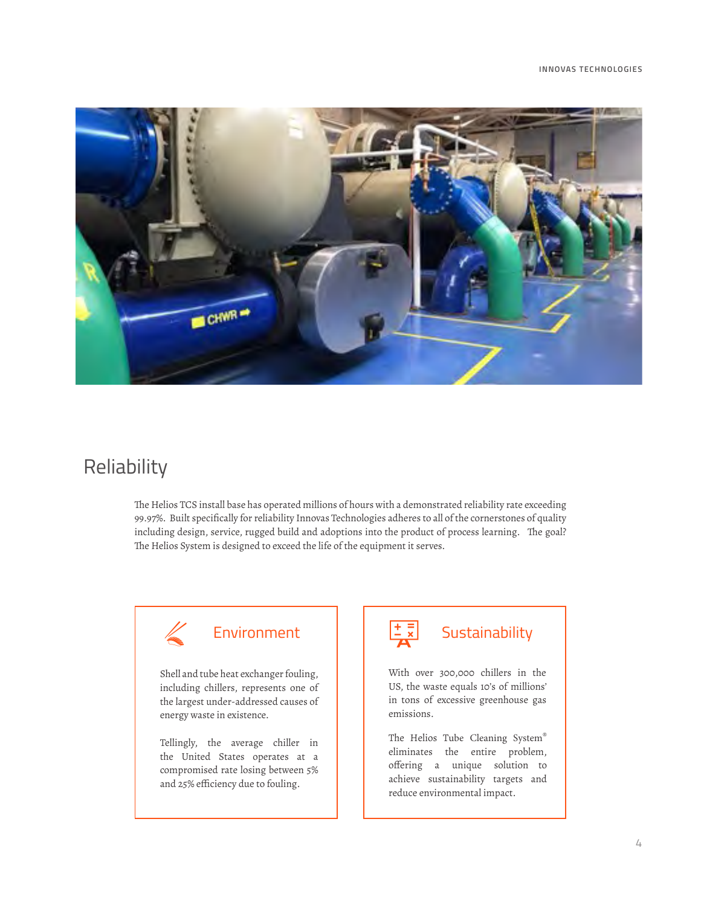## Reliability

The Helios TCS install base has operated millions of hours with a demonstrated reliability rate exceeding 99.97%. Built specifically for reliability Innovas Technologies adheres to all of the cornerstones of quality including design, service, rugged build and adoptions into the product of process learning. The goal? The Helios System is designed to exceed the life of the equipment it serves.

### Environment

Shell and tube heat exchanger fouling, including chillers, represents one of the largest under-addressed causes of energy waste in existence.

Tellingly, the average chiller in the United States operates at a compromised rate losing between 5% and 25% efficiency due to fouling.

### Sustainability

With over 300,000 chillers in the US, the waste equals 10's of millions' in tons of excessive greenhouse gas emissions.

The Helios Tube Cleaning System® eliminates the entire problem, offering a unique solution to achieve sustainability targets and reduce environmental impact.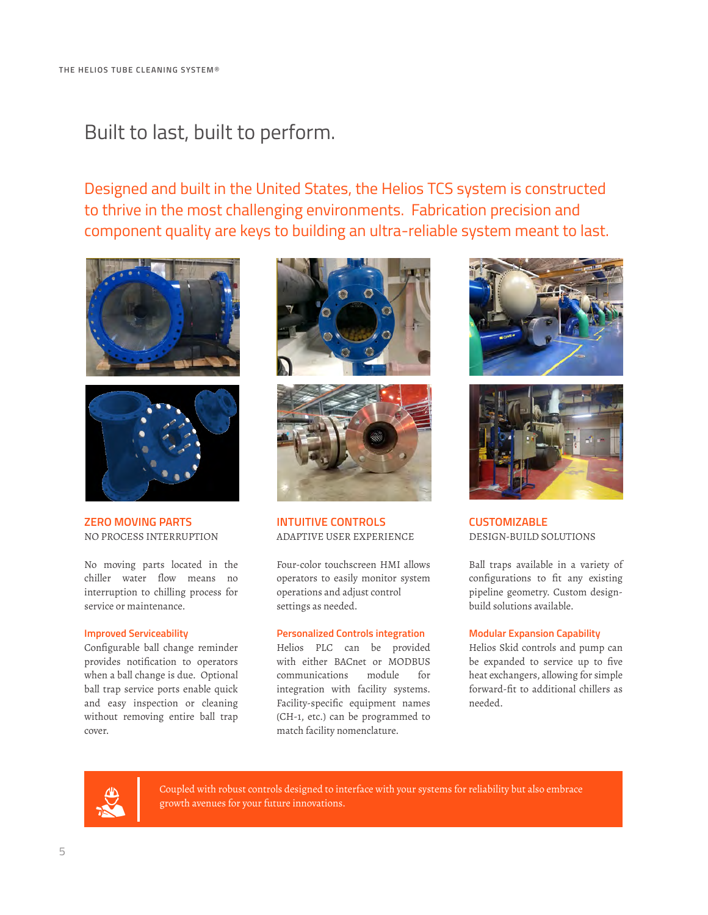# Built to last, built to perform.

Designed and built in the United States, the Helios TCS system is constructed to thrive in the most challenging environments. Fabrication precision and component quality are keys to building an ultra-reliable system meant to last.

## ZERO MOVING PARTS

NO PROCESS INTERRUPTION

No moving parts located in the chiller water flow means no interruption to chilling process for service or maintenance.

### Improved Serviceability

Configurable ball change reminder provides notification to operators when a ball change is due. Optional ball trap service ports enable quick and easy inspection or cleaning without removing entire ball trap cover.

## INTUITIVE CONTROLS

ADAPTIVE USER EXPERIENCE

Four-color touchscreen HMI allows operators to easily monitor system operations and adjust control settings as needed.

### Personalized Controls integration

Helios PLC can be provided with either BACnet or MODBUS communications module for integration with facility systems. Facility-specific equipment names (CH-1, etc.) can be programmed to match facility nomenclature.

## CUSTOMIZABLE

DESIGN-BUILD SOLUTIONS

Ball traps available in a variety of configurations to fit any existing pipeline geometry. Custom design-build solutions available.

### Modular Expansion Capability

Helios Skid controls and pump can be expanded to service up to five heat exchangers, allowing for simple forward-fit to additional chillers as needed.

Coupled with robust controls designed to interface with your systems for reliability but also embrace growth avenues for your future innovations.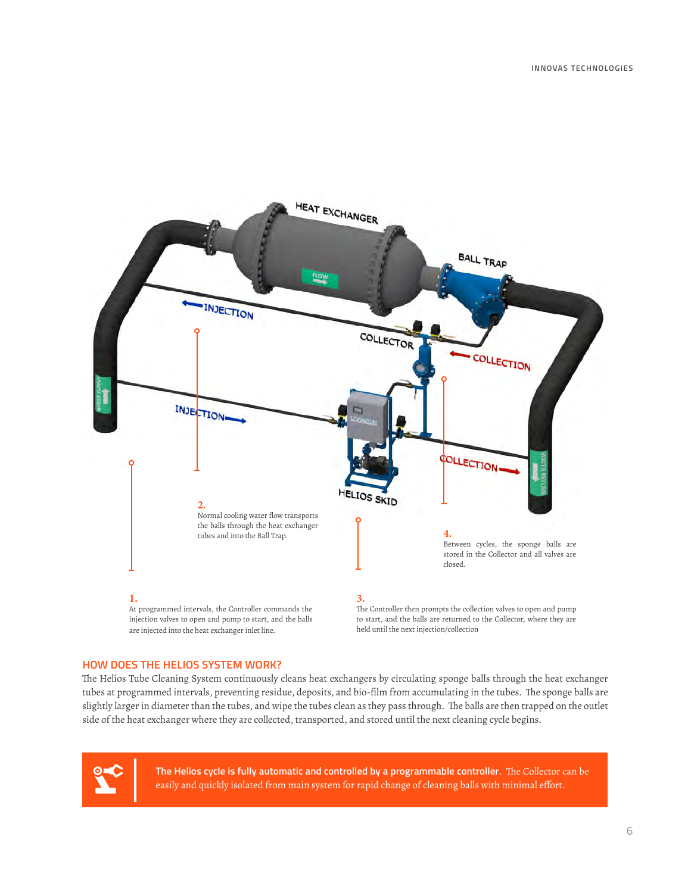**1.**
At programmed intervals, the Controller commands the injection valves to open and pump to start, and the balls are injected into the heat exchanger inlet line.

**2.**
Normal cooling water flow transports the balls through the heat exchanger tubes and into the Ball Trap.

**3.**
The Controller then prompts the collection valves to open and pump to start, and the balls are returned to the Collector, where they are held until the next injection/collection

**4.**
Between cycles, the sponge balls are stored in the Collector and all valves are closed.

## HOW DOES THE HELIOS SYSTEM WORK?

The Helios Tube Cleaning System continuously cleans heat exchangers by circulating sponge balls through the heat exchanger tubes at programmed intervals, preventing residue, deposits, and bio-film from accumulating in the tubes. The sponge balls are slightly larger in diameter than the tubes, and wipe the tubes clean as they pass through. The balls are then trapped on the outlet side of the heat exchanger where they are collected, transported, and stored until the next cleaning cycle begins.

**The Helios cycle is fully automatic and controlled by a programmable controller**. The Collector can be easily and quickly isolated from main system for rapid change of cleaning balls with minimal effort.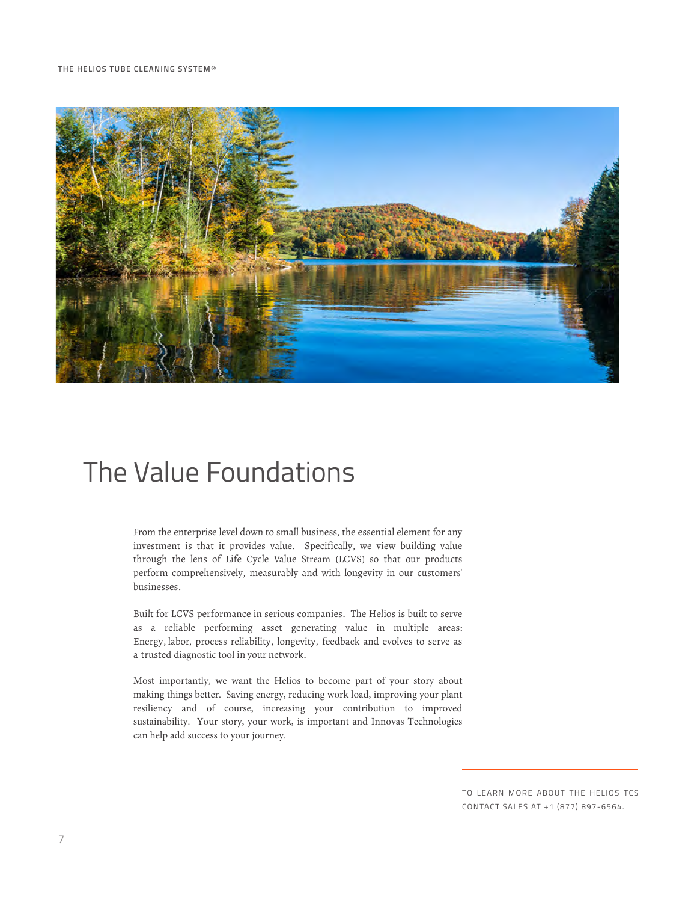# The Value Foundations

From the enterprise level down to small business, the essential element for any investment is that it provides value. Specifically, we view building value through the lens of Life Cycle Value Stream (LCVS) so that our products perform comprehensively, measurably and with longevity in our customers' businesses.

Built for LCVS performance in serious companies. The Helios is built to serve as a reliable performing asset generating value in multiple areas: Energy, labor, process reliability, longevity, feedback and evolves to serve as a trusted diagnostic tool in your network.

Most importantly, we want the Helios to become part of your story about making things better. Saving energy, reducing work load, improving your plant resiliency and of course, increasing your contribution to improved sustainability. Your story, your work, is important and Innovas Technologies can help add success to your journey.

TO LEARN MORE ABOUT THE HELIOS TCS CONTACT SALES AT +1 (877) 897-6564.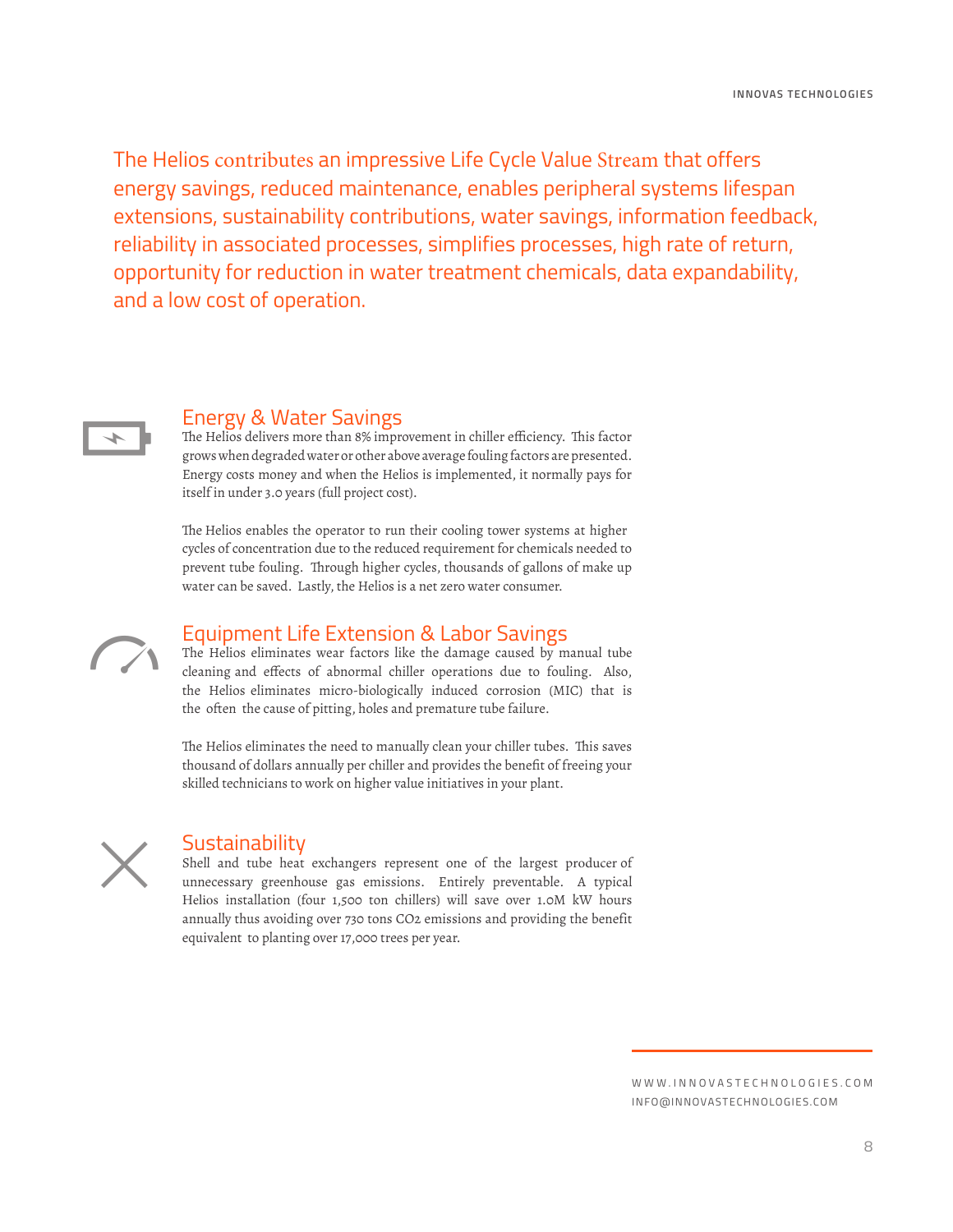The Helios contributes an impressive Life Cycle Value Stream that offers energy savings, reduced maintenance, enables peripheral systems lifespan extensions, sustainability contributions, water savings, information feedback, reliability in associated processes, simplifies processes, high rate of return, opportunity for reduction in water treatment chemicals, data expandability, and a low cost of operation.

## Energy & Water Savings

The Helios delivers more than 8% improvement in chiller efficiency. This factor grows when degraded water or other above average fouling factors are presented. Energy costs money and when the Helios is implemented, it normally pays for itself in under 3.0 years (full project cost).

The Helios enables the operator to run their cooling tower systems at higher cycles of concentration due to the reduced requirement for chemicals needed to prevent tube fouling. Through higher cycles, thousands of gallons of make up water can be saved. Lastly, the Helios is a net zero water consumer.

## Equipment Life Extension & Labor Savings

The Helios eliminates wear factors like the damage caused by manual tube cleaning and effects of abnormal chiller operations due to fouling. Also, the Helios eliminates micro-biologically induced corrosion (MIC) that is the often the cause of pitting, holes and premature tube failure.

The Helios eliminates the need to manually clean your chiller tubes. This saves thousand of dollars annually per chiller and provides the benefit of freeing your skilled technicians to work on higher value initiatives in your plant.

## Sustainability

Shell and tube heat exchangers represent one of the largest producer of unnecessary greenhouse gas emissions. Entirely preventable. A typical Helios installation (four 1,500 ton chillers) will save over 1.0M kW hours annually thus avoiding over 730 tons $CO_2$ emissions and providing the benefit equivalent to planting over 17,000 trees per year.

WWW.INNOVASTECHNOLOGIES.COM
INFO@INNOVASTECHNOLOGIES.COM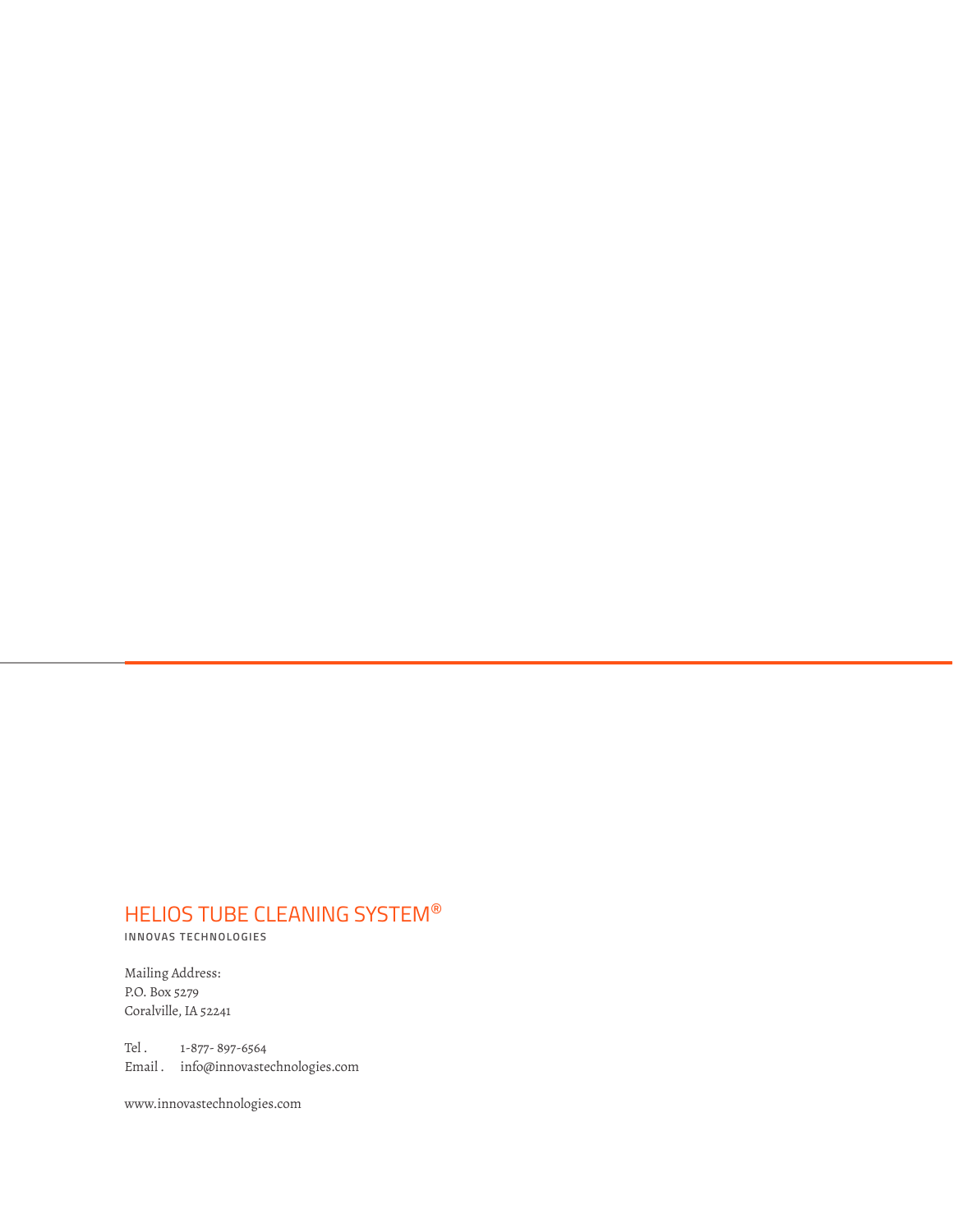## HELIOS TUBE CLEANING SYSTEM®

INNOVAS TECHNOLOGIES

Mailing Address:
P.O. Box 5279
Coralville, IA 52241

Tel . 1-877- 897-6564
Email . info@innovastechnologies.com

www.innovastechnologies.com